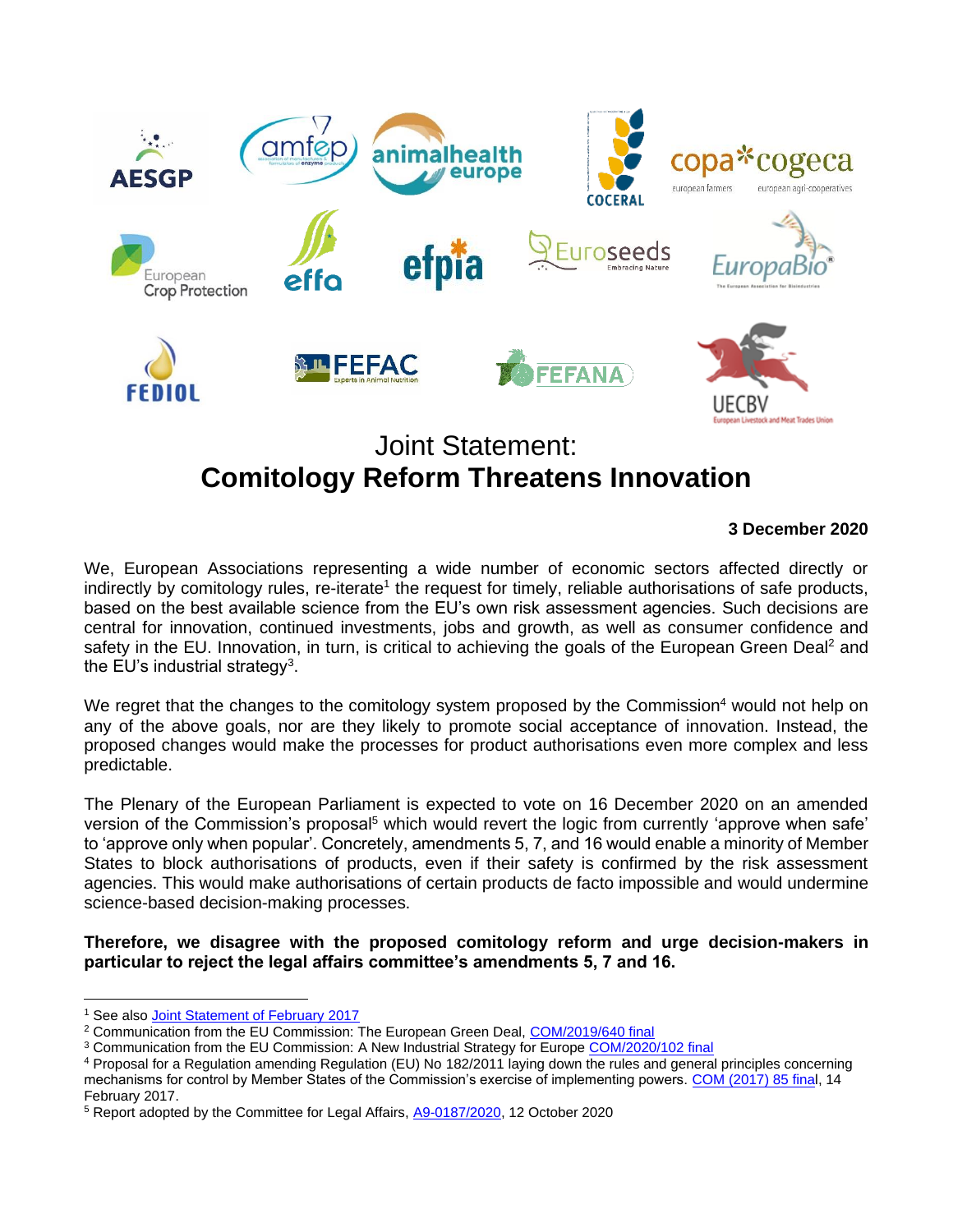# Joint Statement:
# **Comitology Reform Threatens Innovation**

**3 December 2020**

We, European Associations representing a wide number of economic sectors affected directly or indirectly by comitology rules, re-iterate[1] the request for timely, reliable authorisations of safe products, based on the best available science from the EU's own risk assessment agencies. Such decisions are central for innovation, continued investments, jobs and growth, as well as consumer confidence and safety in the EU. Innovation, in turn, is critical to achieving the goals of the European Green Deal[2] and the EU's industrial strategy[3].

We regret that the changes to the comitology system proposed by the Commission[4] would not help on any of the above goals, nor are they likely to promote social acceptance of innovation. Instead, the proposed changes would make the processes for product authorisations even more complex and less predictable.

The Plenary of the European Parliament is expected to vote on 16 December 2020 on an amended version of the Commission's proposal[5] which would revert the logic from currently 'approve when safe' to 'approve only when popular'. Concretely, amendments 5, 7, and 16 would enable a minority of Member States to block authorisations of products, even if their safety is confirmed by the risk assessment agencies. This would make authorisations of certain products de facto impossible and would undermine science-based decision-making processes.

**Therefore, we disagree with the proposed comitology reform and urge decision-makers in particular to reject the legal affairs committee's amendments 5, 7 and 16.**

---

[1] See also Joint Statement of February 2017

[2] Communication from the EU Commission: The European Green Deal, COM/2019/640 final

[3] Communication from the EU Commission: A New Industrial Strategy for Europe COM/2020/102 final

[4] Proposal for a Regulation amending Regulation (EU) No 182/2011 laying down the rules and general principles concerning mechanisms for control by Member States of the Commission's exercise of implementing powers. COM (2017) 85 final, 14 February 2017.

[5] Report adopted by the Committee for Legal Affairs, A9-0187/2020, 12 October 2020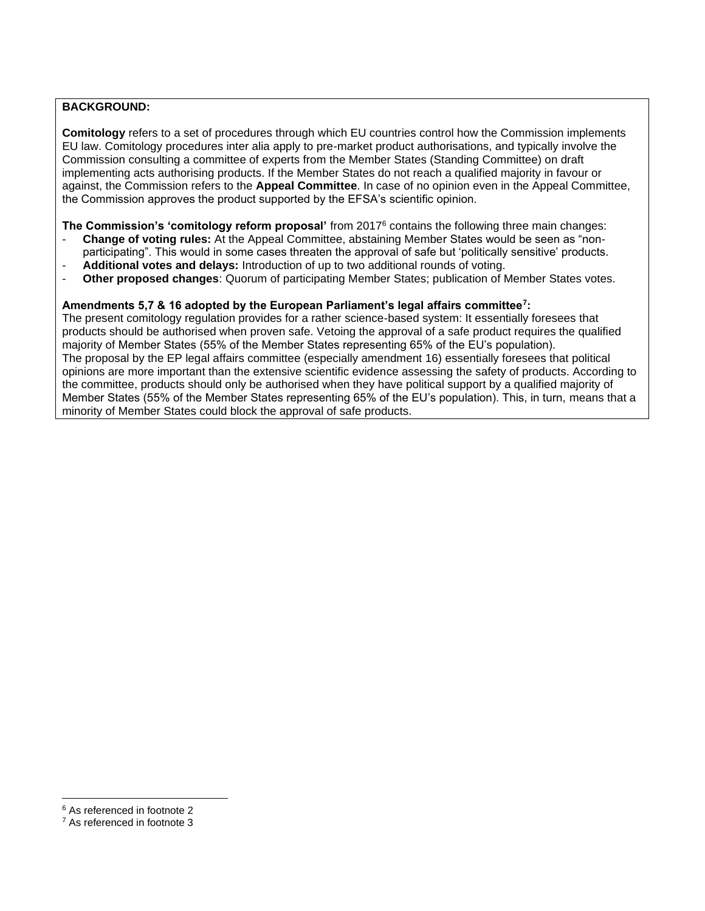**BACKGROUND:**

**Comitology** refers to a set of procedures through which EU countries control how the Commission implements EU law. Comitology procedures inter alia apply to pre-market product authorisations, and typically involve the Commission consulting a committee of experts from the Member States (Standing Committee) on draft implementing acts authorising products. If the Member States do not reach a qualified majority in favour or against, the Commission refers to the **Appeal Committee**. In case of no opinion even in the Appeal Committee, the Commission approves the product supported by the EFSA's scientific opinion.

**The Commission's 'comitology reform proposal'** from 2017[6] contains the following three main changes:

- **Change of voting rules:** At the Appeal Committee, abstaining Member States would be seen as "non-participating". This would in some cases threaten the approval of safe but 'politically sensitive' products.
- **Additional votes and delays:** Introduction of up to two additional rounds of voting.
- **Other proposed changes**: Quorum of participating Member States; publication of Member States votes.

**Amendments 5,7 & 16 adopted by the European Parliament's legal affairs committee[7]:**

The present comitology regulation provides for a rather science-based system: It essentially foresees that products should be authorised when proven safe. Vetoing the approval of a safe product requires the qualified majority of Member States (55% of the Member States representing 65% of the EU's population).

The proposal by the EP legal affairs committee (especially amendment 16) essentially foresees that political opinions are more important than the extensive scientific evidence assessing the safety of products. According to the committee, products should only be authorised when they have political support by a qualified majority of Member States (55% of the Member States representing 65% of the EU's population). This, in turn, means that a minority of Member States could block the approval of safe products.

---

[6] As referenced in footnote 2

[7] As referenced in footnote 3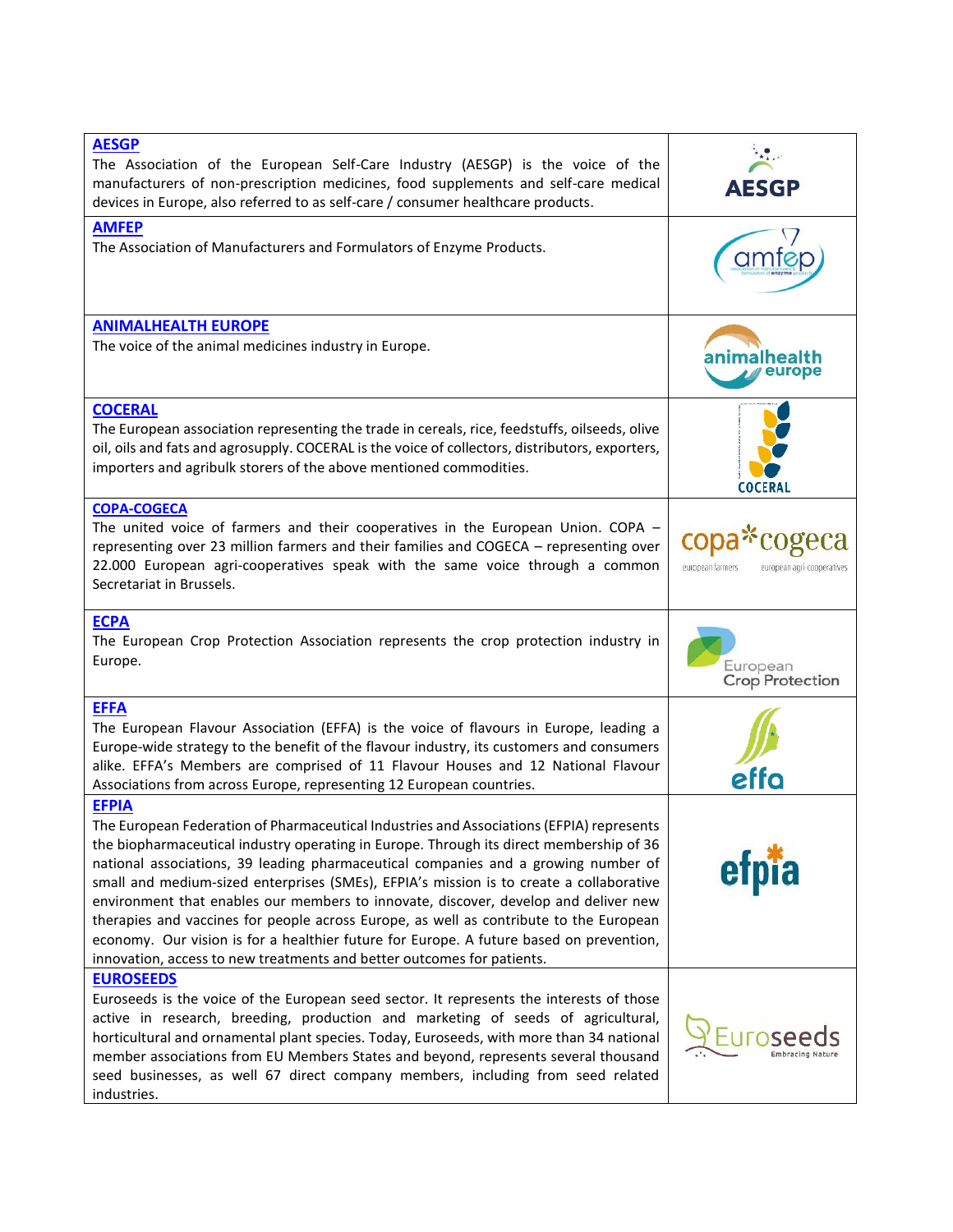| | |
|---|---|
| **AESGP**<br>The Association of the European Self-Care Industry (AESGP) is the voice of the manufacturers of non-prescription medicines, food supplements and self-care medical devices in Europe, also referred to as self-care / consumer healthcare products. | AESGP |
| **AMFEP**<br>The Association of Manufacturers and Formulators of Enzyme Products. | amfep |
| **ANIMALHEALTH EUROPE**<br>The voice of the animal medicines industry in Europe. | animalhealth europe |
| **COCERAL**<br>The European association representing the trade in cereals, rice, feedstuffs, oilseeds, olive oil, oils and fats and agrosupply. COCERAL is the voice of collectors, distributors, exporters, importers and agribulk storers of the above mentioned commodities. | COCERAL |
| **COPA-COGECA**<br>The united voice of farmers and their cooperatives in the European Union. COPA – representing over 23 million farmers and their families and COGECA – representing over 22.000 European agri-cooperatives speak with the same voice through a common Secretariat in Brussels. | copa cogeca – european farmers, european agri-cooperatives |
| **ECPA**<br>The European Crop Protection Association represents the crop protection industry in Europe. | European Crop Protection |
| **EFFA**<br>The European Flavour Association (EFFA) is the voice of flavours in Europe, leading a Europe-wide strategy to the benefit of the flavour industry, its customers and consumers alike. EFFA's Members are comprised of 11 Flavour Houses and 12 National Flavour Associations from across Europe, representing 12 European countries. | effa |
| **EFPIA**<br>The European Federation of Pharmaceutical Industries and Associations (EFPIA) represents the biopharmaceutical industry operating in Europe. Through its direct membership of 36 national associations, 39 leading pharmaceutical companies and a growing number of small and medium-sized enterprises (SMEs), EFPIA's mission is to create a collaborative environment that enables our members to innovate, discover, develop and deliver new therapies and vaccines for people across Europe, as well as contribute to the European economy. Our vision is for a healthier future for Europe. A future based on prevention, innovation, access to new treatments and better outcomes for patients. | efpia |
| **EUROSEEDS**<br>Euroseeds is the voice of the European seed sector. It represents the interests of those active in research, breeding, production and marketing of seeds of agricultural, horticultural and ornamental plant species. Today, Euroseeds, with more than 34 national member associations from EU Members States and beyond, represents several thousand seed businesses, as well 67 direct company members, including from seed related industries. | Euroseeds – Embracing Nature |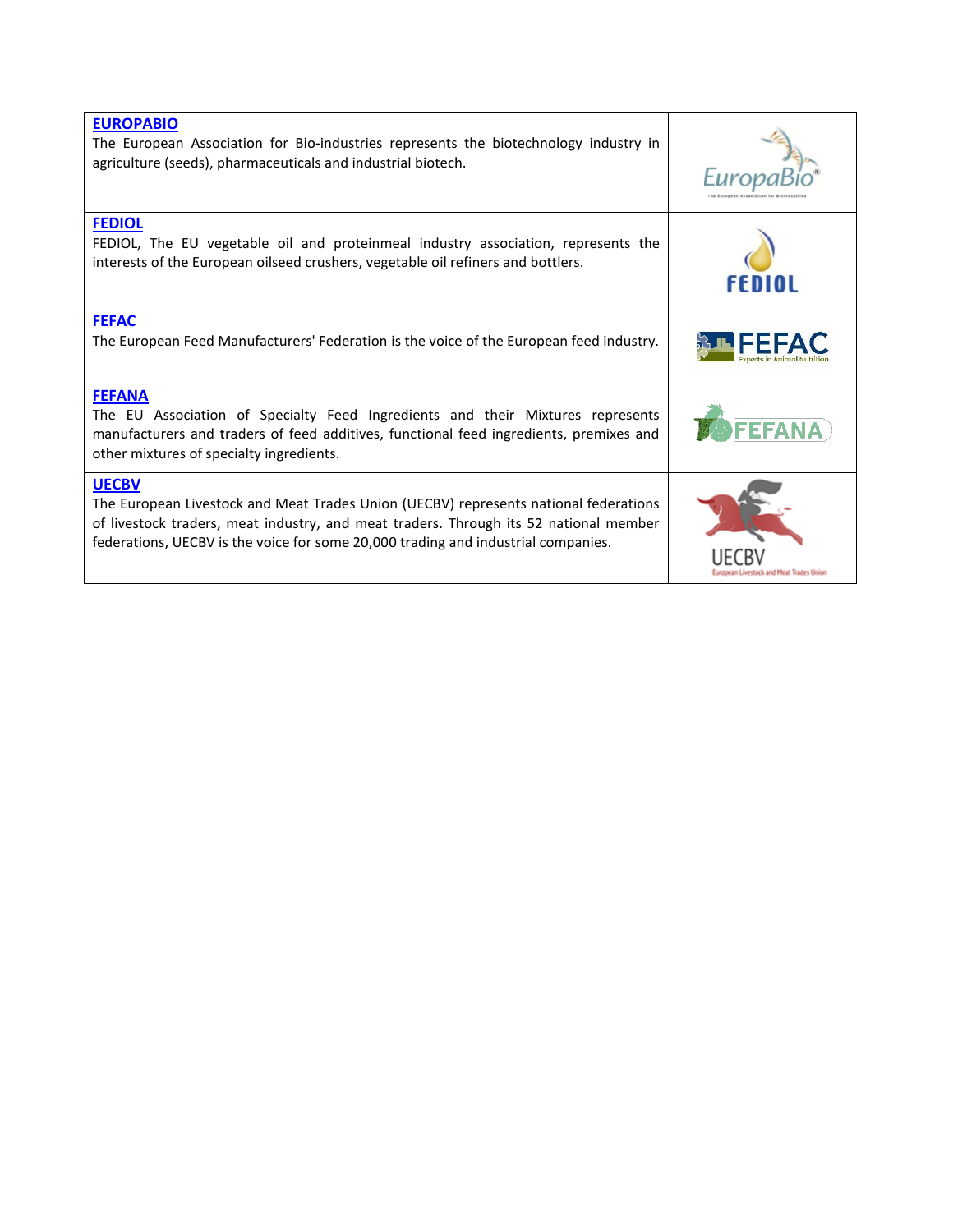| | |
|---|---|
| **EUROPABIO**<br>The European Association for Bio-industries represents the biotechnology industry in agriculture (seeds), pharmaceuticals and industrial biotech. | EuropaBio<br>The European Association for Bioindustries |
| **FEDIOL**<br>FEDIOL, The EU vegetable oil and proteinmeal industry association, represents the interests of the European oilseed crushers, vegetable oil refiners and bottlers. | FEDIOL |
| **FEFAC**<br>The European Feed Manufacturers' Federation is the voice of the European feed industry. | FEFAC<br>Experts in Animal Nutrition |
| **FEFANA**<br>The EU Association of Specialty Feed Ingredients and their Mixtures represents manufacturers and traders of feed additives, functional feed ingredients, premixes and other mixtures of specialty ingredients. | FEFANA |
| **UECBV**<br>The European Livestock and Meat Trades Union (UECBV) represents national federations of livestock traders, meat industry, and meat traders. Through its 52 national member federations, UECBV is the voice for some 20,000 trading and industrial companies. | UECBV<br>European Livestock and Meat Trades Union |